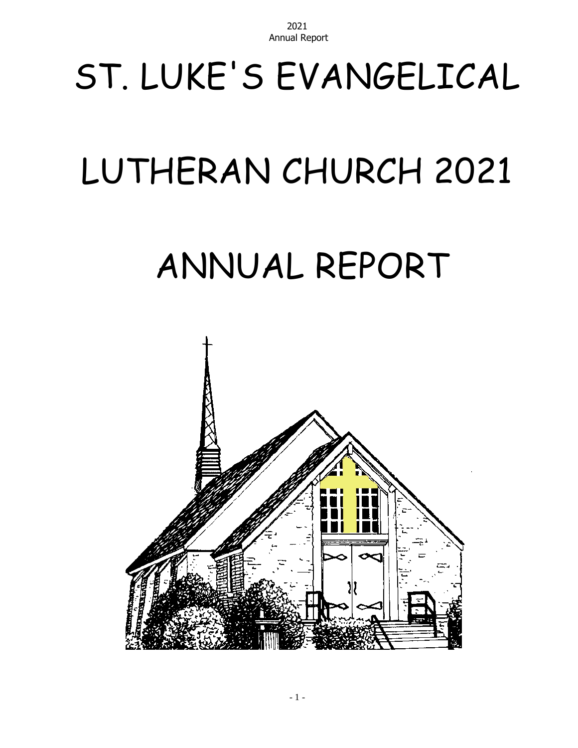# ST. LUKE'S EVANGELICAL LUTHERAN CHURCH 2021 ANNUAL REPORT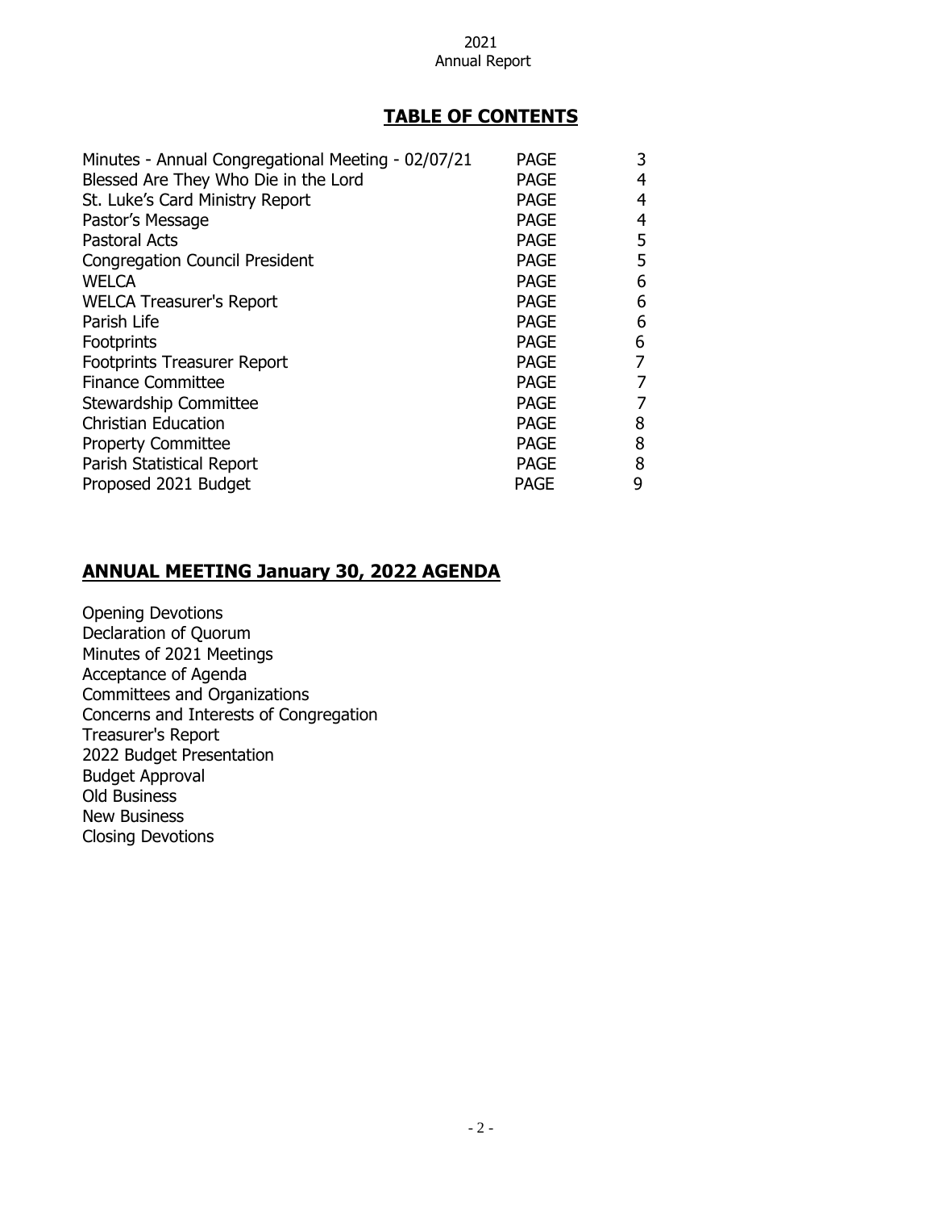2021
Annual Report

## TABLE OF CONTENTS

| | | |
|---|---|---|
| Minutes - Annual Congregational Meeting - 02/07/21 | PAGE | 3 |
| Blessed Are They Who Die in the Lord | PAGE | 4 |
| St. Luke's Card Ministry Report | PAGE | 4 |
| Pastor's Message | PAGE | 4 |
| Pastoral Acts | PAGE | 5 |
| Congregation Council President | PAGE | 5 |
| WELCA | PAGE | 6 |
| WELCA Treasurer's Report | PAGE | 6 |
| Parish Life | PAGE | 6 |
| Footprints | PAGE | 6 |
| Footprints Treasurer Report | PAGE | 7 |
| Finance Committee | PAGE | 7 |
| Stewardship Committee | PAGE | 7 |
| Christian Education | PAGE | 8 |
| Property Committee | PAGE | 8 |
| Parish Statistical Report | PAGE | 8 |
| Proposed 2021 Budget | PAGE | 9 |

## ANNUAL MEETING January 30, 2022 AGENDA

Opening Devotions
Declaration of Quorum
Minutes of 2021 Meetings
Acceptance of Agenda
Committees and Organizations
Concerns and Interests of Congregation
Treasurer's Report
2022 Budget Presentation
Budget Approval
Old Business
New Business
Closing Devotions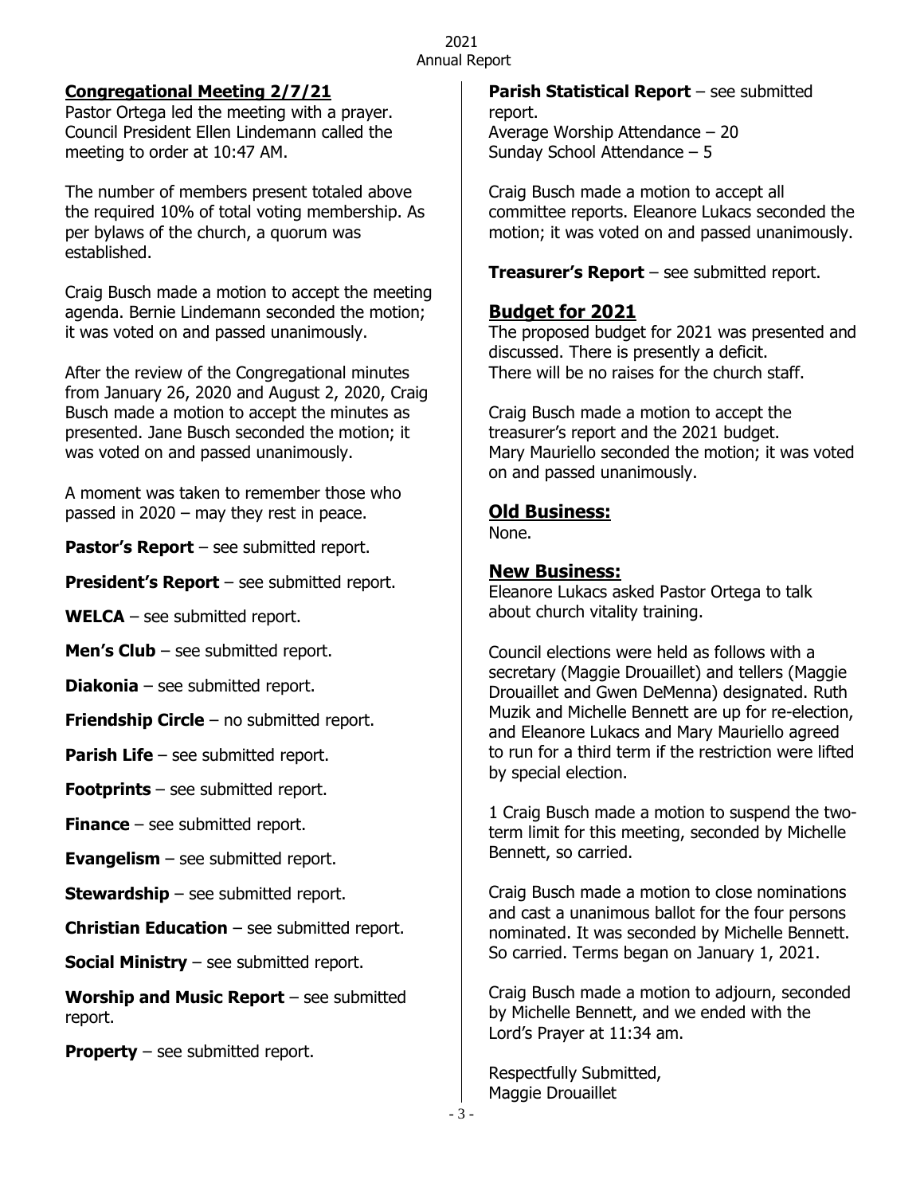## Congregational Meeting 2/7/21

Pastor Ortega led the meeting with a prayer. Council President Ellen Lindemann called the meeting to order at 10:47 AM.

The number of members present totaled above the required 10% of total voting membership. As per bylaws of the church, a quorum was established.

Craig Busch made a motion to accept the meeting agenda. Bernie Lindemann seconded the motion; it was voted on and passed unanimously.

After the review of the Congregational minutes from January 26, 2020 and August 2, 2020, Craig Busch made a motion to accept the minutes as presented. Jane Busch seconded the motion; it was voted on and passed unanimously.

A moment was taken to remember those who passed in 2020 – may they rest in peace.

**Pastor's Report** – see submitted report.

**President's Report** – see submitted report.

**WELCA** – see submitted report.

**Men's Club** – see submitted report.

**Diakonia** – see submitted report.

**Friendship Circle** – no submitted report.

**Parish Life** – see submitted report.

**Footprints** – see submitted report.

**Finance** – see submitted report.

**Evangelism** – see submitted report.

**Stewardship** – see submitted report.

**Christian Education** – see submitted report.

**Social Ministry** – see submitted report.

**Worship and Music Report** – see submitted report.

**Property** – see submitted report.

**Parish Statistical Report** – see submitted report.
Average Worship Attendance – 20
Sunday School Attendance – 5

Craig Busch made a motion to accept all committee reports. Eleanore Lukacs seconded the motion; it was voted on and passed unanimously.

**Treasurer's Report** – see submitted report.

## Budget for 2021

The proposed budget for 2021 was presented and discussed. There is presently a deficit.
There will be no raises for the church staff.

Craig Busch made a motion to accept the treasurer's report and the 2021 budget.
Mary Mauriello seconded the motion; it was voted on and passed unanimously.

## Old Business:

None.

## New Business:

Eleanore Lukacs asked Pastor Ortega to talk about church vitality training.

Council elections were held as follows with a secretary (Maggie Drouaillet) and tellers (Maggie Drouaillet and Gwen DeMenna) designated. Ruth Muzik and Michelle Bennett are up for re-election, and Eleanore Lukacs and Mary Mauriello agreed to run for a third term if the restriction were lifted by special election.

1 Craig Busch made a motion to suspend the two-term limit for this meeting, seconded by Michelle Bennett, so carried.

Craig Busch made a motion to close nominations and cast a unanimous ballot for the four persons nominated. It was seconded by Michelle Bennett. So carried. Terms began on January 1, 2021.

Craig Busch made a motion to adjourn, seconded by Michelle Bennett, and we ended with the Lord's Prayer at 11:34 am.

Respectfully Submitted,
Maggie Drouaillet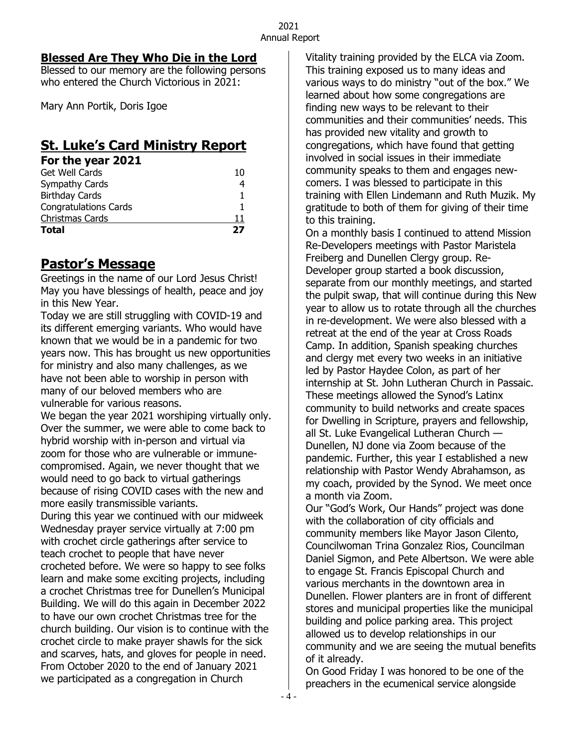## Blessed Are They Who Die in the Lord

Blessed to our memory are the following persons who entered the Church Victorious in 2021:

Mary Ann Portik, Doris Igoe

## St. Luke's Card Ministry Report

### For the year 2021

| | |
|---|---|
| Get Well Cards | 10 |
| Sympathy Cards | 4 |
| Birthday Cards | 1 |
| Congratulations Cards | 1 |
| Christmas Cards | 11 |
| **Total** | **27** |

## Pastor's Message

Greetings in the name of our Lord Jesus Christ! May you have blessings of health, peace and joy in this New Year.

Today we are still struggling with COVID-19 and its different emerging variants. Who would have known that we would be in a pandemic for two years now. This has brought us new opportunities for ministry and also many challenges, as we have not been able to worship in person with many of our beloved members who are vulnerable for various reasons.

We began the year 2021 worshiping virtually only. Over the summer, we were able to come back to hybrid worship with in-person and virtual via zoom for those who are vulnerable or immune-compromised. Again, we never thought that we would need to go back to virtual gatherings because of rising COVID cases with the new and more easily transmissible variants.

During this year we continued with our midweek Wednesday prayer service virtually at 7:00 pm with crochet circle gatherings after service to teach crochet to people that have never crocheted before. We were so happy to see folks learn and make some exciting projects, including a crochet Christmas tree for Dunellen's Municipal Building. We will do this again in December 2022 to have our own crochet Christmas tree for the church building. Our vision is to continue with the crochet circle to make prayer shawls for the sick and scarves, hats, and gloves for people in need. From October 2020 to the end of January 2021 we participated as a congregation in Church Vitality training provided by the ELCA via Zoom. This training exposed us to many ideas and various ways to do ministry "out of the box." We learned about how some congregations are finding new ways to be relevant to their communities and their communities' needs. This has provided new vitality and growth to congregations, which have found that getting involved in social issues in their immediate community speaks to them and engages new-comers. I was blessed to participate in this training with Ellen Lindemann and Ruth Muzik. My gratitude to both of them for giving of their time to this training.

On a monthly basis I continued to attend Mission Re-Developers meetings with Pastor Maristela Freiberg and Dunellen Clergy group. Re-Developer group started a book discussion, separate from our monthly meetings, and started the pulpit swap, that will continue during this New year to allow us to rotate through all the churches in re-development. We were also blessed with a retreat at the end of the year at Cross Roads Camp. In addition, Spanish speaking churches and clergy met every two weeks in an initiative led by Pastor Haydee Colon, as part of her internship at St. John Lutheran Church in Passaic. These meetings allowed the Synod's Latinx community to build networks and create spaces for Dwelling in Scripture, prayers and fellowship, all St. Luke Evangelical Lutheran Church — Dunellen, NJ done via Zoom because of the pandemic. Further, this year I established a new relationship with Pastor Wendy Abrahamson, as my coach, provided by the Synod. We meet once a month via Zoom.

Our "God's Work, Our Hands" project was done with the collaboration of city officials and community members like Mayor Jason Cilento, Councilwoman Trina Gonzalez Rios, Councilman Daniel Sigmon, and Pete Albertson. We were able to engage St. Francis Episcopal Church and various merchants in the downtown area in Dunellen. Flower planters are in front of different stores and municipal properties like the municipal building and police parking area. This project allowed us to develop relationships in our community and we are seeing the mutual benefits of it already.

On Good Friday I was honored to be one of the preachers in the ecumenical service alongside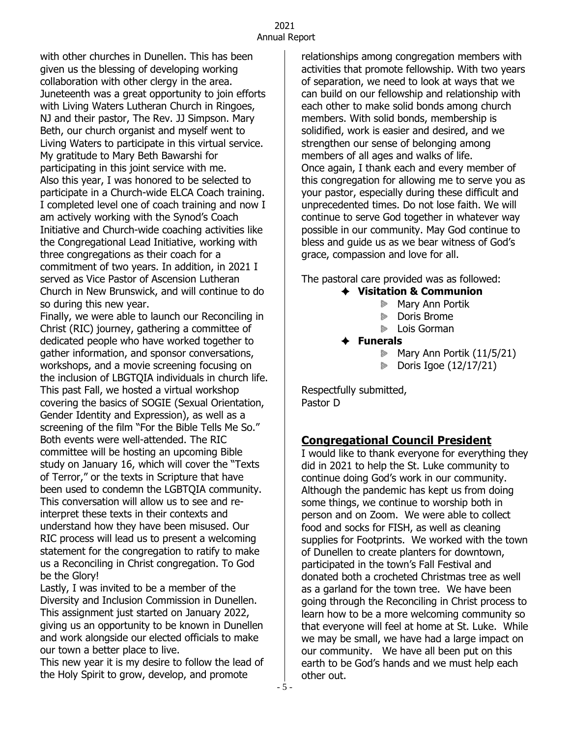with other churches in Dunellen. This has been given us the blessing of developing working collaboration with other clergy in the area. Juneteenth was a great opportunity to join efforts with Living Waters Lutheran Church in Ringoes, NJ and their pastor, The Rev. JJ Simpson. Mary Beth, our church organist and myself went to Living Waters to participate in this virtual service. My gratitude to Mary Beth Bawarshi for participating in this joint service with me.
Also this year, I was honored to be selected to participate in a Church-wide ELCA Coach training. I completed level one of coach training and now I am actively working with the Synod's Coach Initiative and Church-wide coaching activities like the Congregational Lead Initiative, working with three congregations as their coach for a commitment of two years. In addition, in 2021 I served as Vice Pastor of Ascension Lutheran Church in New Brunswick, and will continue to do so during this new year.
Finally, we were able to launch our Reconciling in Christ (RIC) journey, gathering a committee of dedicated people who have worked together to gather information, and sponsor conversations, workshops, and a movie screening focusing on the inclusion of LBGTQIA individuals in church life. This past Fall, we hosted a virtual workshop covering the basics of SOGIE (Sexual Orientation, Gender Identity and Expression), as well as a screening of the film "For the Bible Tells Me So." Both events were well-attended. The RIC committee will be hosting an upcoming Bible study on January 16, which will cover the "Texts of Terror," or the texts in Scripture that have been used to condemn the LGBTQIA community. This conversation will allow us to see and re-interpret these texts in their contexts and understand how they have been misused. Our RIC process will lead us to present a welcoming statement for the congregation to ratify to make us a Reconciling in Christ congregation. To God be the Glory!
Lastly, I was invited to be a member of the Diversity and Inclusion Commission in Dunellen. This assignment just started on January 2022, giving us an opportunity to be known in Dunellen and work alongside our elected officials to make our town a better place to live.
This new year it is my desire to follow the lead of the Holy Spirit to grow, develop, and promote relationships among congregation members with activities that promote fellowship. With two years of separation, we need to look at ways that we can build on our fellowship and relationship with each other to make solid bonds among church members. With solid bonds, membership is solidified, work is easier and desired, and we strengthen our sense of belonging among members of all ages and walks of life.
Once again, I thank each and every member of this congregation for allowing me to serve you as your pastor, especially during these difficult and unprecedented times. Do not lose faith. We will continue to serve God together in whatever way possible in our community. May God continue to bless and guide us as we bear witness of God's grace, compassion and love for all.

The pastoral care provided was as followed:

- **Visitation & Communion**
  - Mary Ann Portik
  - Doris Brome
  - Lois Gorman
- **Funerals**
  - Mary Ann Portik (11/5/21)
  - Doris Igoe (12/17/21)

Respectfully submitted,
Pastor D

## Congregational Council President

I would like to thank everyone for everything they did in 2021 to help the St. Luke community to continue doing God's work in our community. Although the pandemic has kept us from doing some things, we continue to worship both in person and on Zoom. We were able to collect food and socks for FISH, as well as cleaning supplies for Footprints. We worked with the town of Dunellen to create planters for downtown, participated in the town's Fall Festival and donated both a crocheted Christmas tree as well as a garland for the town tree. We have been going through the Reconciling in Christ process to learn how to be a more welcoming community so that everyone will feel at home at St. Luke. While we may be small, we have had a large impact on our community. We have all been put on this earth to be God's hands and we must help each other out.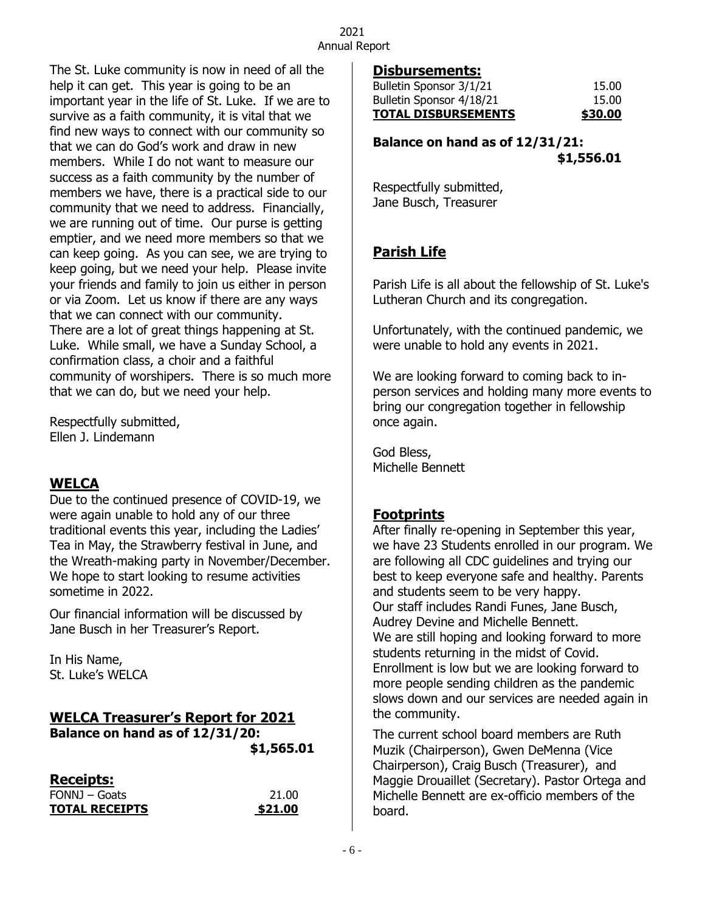The St. Luke community is now in need of all the help it can get. This year is going to be an important year in the life of St. Luke. If we are to survive as a faith community, it is vital that we find new ways to connect with our community so that we can do God's work and draw in new members. While I do not want to measure our success as a faith community by the number of members we have, there is a practical side to our community that we need to address. Financially, we are running out of time. Our purse is getting emptier, and we need more members so that we can keep going. As you can see, we are trying to keep going, but we need your help. Please invite your friends and family to join us either in person or via Zoom. Let us know if there are any ways that we can connect with our community.
There are a lot of great things happening at St. Luke. While small, we have a Sunday School, a confirmation class, a choir and a faithful community of worshipers. There is so much more that we can do, but we need your help.

Respectfully submitted,
Ellen J. Lindemann

## WELCA

Due to the continued presence of COVID-19, we were again unable to hold any of our three traditional events this year, including the Ladies' Tea in May, the Strawberry festival in June, and the Wreath-making party in November/December. We hope to start looking to resume activities sometime in 2022.

Our financial information will be discussed by Jane Busch in her Treasurer's Report.

In His Name,
St. Luke's WELCA

## WELCA Treasurer's Report for 2021

**Balance on hand as of 12/31/20: $1,565.01**

### Receipts:

| | |
|---|---|
| FONNJ – Goats | 21.00 |
| **TOTAL RECEIPTS** | **$21.00** |

### Disbursements:

| | |
|---|---|
| Bulletin Sponsor 3/1/21 | 15.00 |
| Bulletin Sponsor 4/18/21 | 15.00 |
| **TOTAL DISBURSEMENTS** | **$30.00** |

**Balance on hand as of 12/31/21: $1,556.01**

Respectfully submitted,
Jane Busch, Treasurer

## Parish Life

Parish Life is all about the fellowship of St. Luke's Lutheran Church and its congregation.

Unfortunately, with the continued pandemic, we were unable to hold any events in 2021.

We are looking forward to coming back to in-person services and holding many more events to bring our congregation together in fellowship once again.

God Bless,
Michelle Bennett

## Footprints

After finally re-opening in September this year, we have 23 Students enrolled in our program. We are following all CDC guidelines and trying our best to keep everyone safe and healthy. Parents and students seem to be very happy.
Our staff includes Randi Funes, Jane Busch, Audrey Devine and Michelle Bennett.
We are still hoping and looking forward to more students returning in the midst of Covid.
Enrollment is low but we are looking forward to more people sending children as the pandemic slows down and our services are needed again in the community.

The current school board members are Ruth Muzik (Chairperson), Gwen DeMenna (Vice Chairperson), Craig Busch (Treasurer), and Maggie Drouaillet (Secretary). Pastor Ortega and Michelle Bennett are ex-officio members of the board.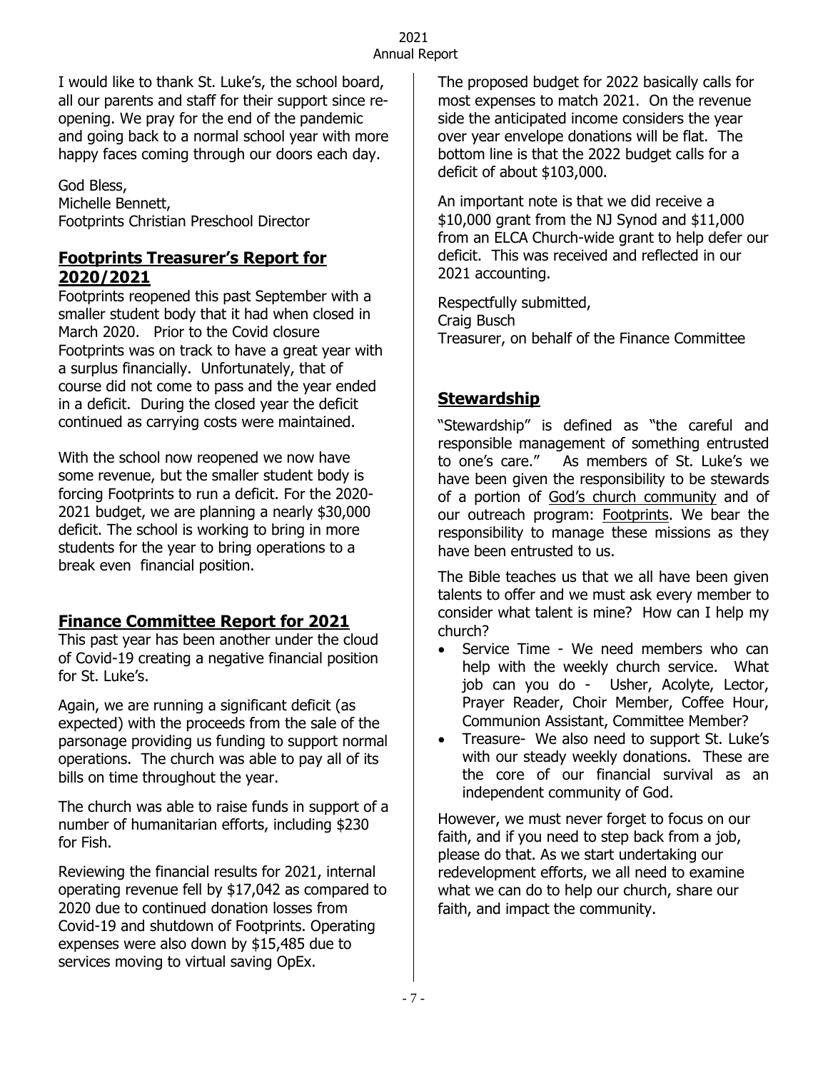I would like to thank St. Luke's, the school board, all our parents and staff for their support since re-opening. We pray for the end of the pandemic and going back to a normal school year with more happy faces coming through our doors each day.

God Bless,
Michelle Bennett,
Footprints Christian Preschool Director

## Footprints Treasurer's Report for 2020/2021

Footprints reopened this past September with a smaller student body that it had when closed in March 2020. Prior to the Covid closure Footprints was on track to have a great year with a surplus financially. Unfortunately, that of course did not come to pass and the year ended in a deficit. During the closed year the deficit continued as carrying costs were maintained.

With the school now reopened we now have some revenue, but the smaller student body is forcing Footprints to run a deficit. For the 2020-2021 budget, we are planning a nearly $30,000 deficit. The school is working to bring in more students for the year to bring operations to a break even financial position.

## Finance Committee Report for 2021

This past year has been another under the cloud of Covid-19 creating a negative financial position for St. Luke's.

Again, we are running a significant deficit (as expected) with the proceeds from the sale of the parsonage providing us funding to support normal operations. The church was able to pay all of its bills on time throughout the year.

The church was able to raise funds in support of a number of humanitarian efforts, including $230 for Fish.

Reviewing the financial results for 2021, internal operating revenue fell by $17,042 as compared to 2020 due to continued donation losses from Covid-19 and shutdown of Footprints. Operating expenses were also down by $15,485 due to services moving to virtual saving OpEx.

The proposed budget for 2022 basically calls for most expenses to match 2021. On the revenue side the anticipated income considers the year over year envelope donations will be flat. The bottom line is that the 2022 budget calls for a deficit of about $103,000.

An important note is that we did receive a $10,000 grant from the NJ Synod and $11,000 from an ELCA Church-wide grant to help defer our deficit. This was received and reflected in our 2021 accounting.

Respectfully submitted,
Craig Busch
Treasurer, on behalf of the Finance Committee

## Stewardship

"Stewardship" is defined as "the careful and responsible management of something entrusted to one's care." As members of St. Luke's we have been given the responsibility to be stewards of a portion of God's church community and of our outreach program: Footprints. We bear the responsibility to manage these missions as they have been entrusted to us.

The Bible teaches us that we all have been given talents to offer and we must ask every member to consider what talent is mine? How can I help my church?

- Service Time - We need members who can help with the weekly church service. What job can you do - Usher, Acolyte, Lector, Prayer Reader, Choir Member, Coffee Hour, Communion Assistant, Committee Member?
- Treasure- We also need to support St. Luke's with our steady weekly donations. These are the core of our financial survival as an independent community of God.

However, we must never forget to focus on our faith, and if you need to step back from a job, please do that. As we start undertaking our redevelopment efforts, we all need to examine what we can do to help our church, share our faith, and impact the community.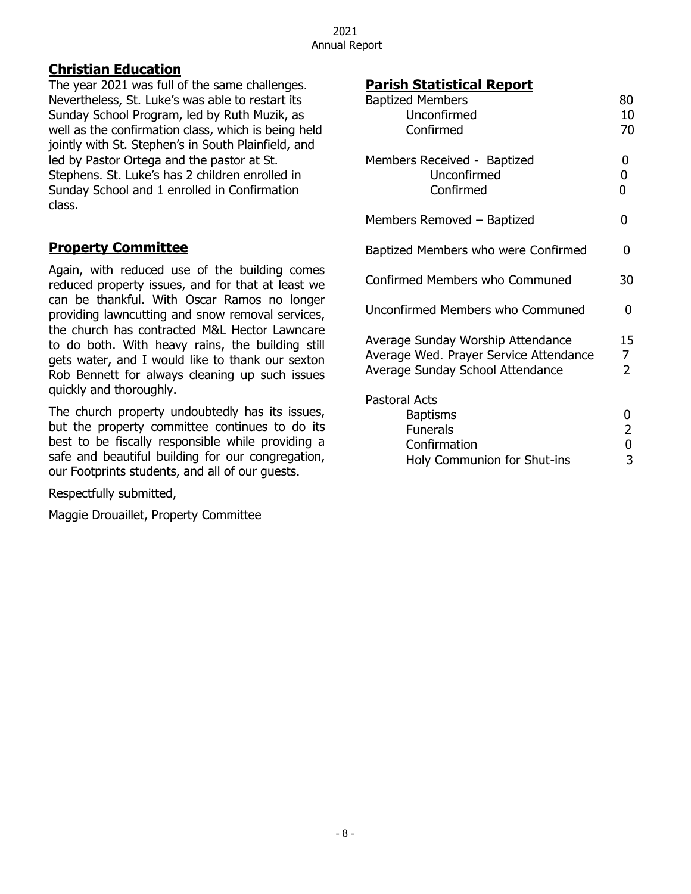## Christian Education

The year 2021 was full of the same challenges. Nevertheless, St. Luke's was able to restart its Sunday School Program, led by Ruth Muzik, as well as the confirmation class, which is being held jointly with St. Stephen's in South Plainfield, and led by Pastor Ortega and the pastor at St. Stephens. St. Luke's has 2 children enrolled in Sunday School and 1 enrolled in Confirmation class.

## Property Committee

Again, with reduced use of the building comes reduced property issues, and for that at least we can be thankful. With Oscar Ramos no longer providing lawncutting and snow removal services, the church has contracted M&L Hector Lawncare to do both. With heavy rains, the building still gets water, and I would like to thank our sexton Rob Bennett for always cleaning up such issues quickly and thoroughly.

The church property undoubtedly has its issues, but the property committee continues to do its best to be fiscally responsible while providing a safe and beautiful building for our congregation, our Footprints students, and all of our guests.

Respectfully submitted,

Maggie Drouaillet, Property Committee

## Parish Statistical Report

| | |
|---|---|
| Baptized Members | 80 |
| Unconfirmed | 10 |
| Confirmed | 70 |
| Members Received - Baptized | 0 |
| Unconfirmed | 0 |
| Confirmed | 0 |
| Members Removed – Baptized | 0 |
| Baptized Members who were Confirmed | 0 |
| Confirmed Members who Communed | 30 |
| Unconfirmed Members who Communed | 0 |
| Average Sunday Worship Attendance | 15 |
| Average Wed. Prayer Service Attendance | 7 |
| Average Sunday School Attendance | 2 |
| Pastoral Acts | |
| Baptisms | 0 |
| Funerals | 2 |
| Confirmation | 0 |
| Holy Communion for Shut-ins | 3 |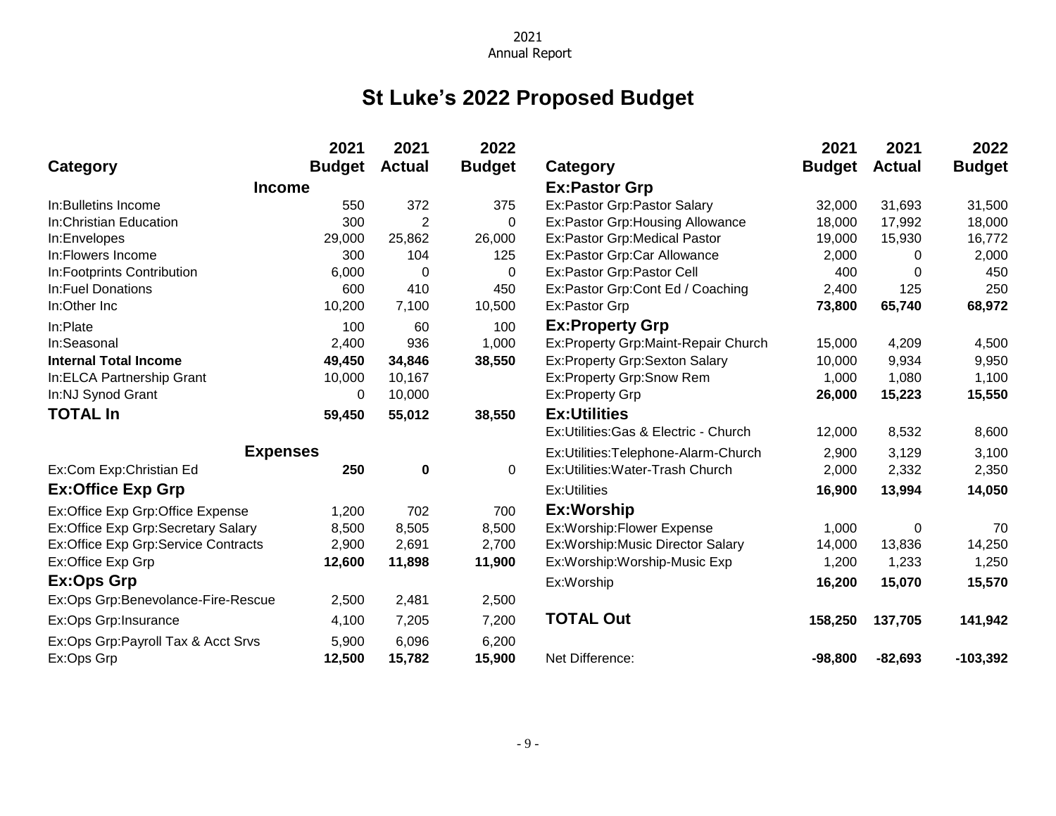# St Luke's 2022 Proposed Budget

| Category | 2021 Budget | 2021 Actual | 2022 Budget |
|---|---|---|---|
| **Income** | | | |
| In:Bulletins Income | 550 | 372 | 375 |
| In:Christian Education | 300 | 2 | 0 |
| In:Envelopes | 29,000 | 25,862 | 26,000 |
| In:Flowers Income | 300 | 104 | 125 |
| In:Footprints Contribution | 6,000 | 0 | 0 |
| In:Fuel Donations | 600 | 410 | 450 |
| In:Other Inc | 10,200 | 7,100 | 10,500 |
| In:Plate | 100 | 60 | 100 |
| In:Seasonal | 2,400 | 936 | 1,000 |
| **Internal Total Income** | **49,450** | **34,846** | **38,550** |
| In:ELCA Partnership Grant | 10,000 | 10,167 | |
| In:NJ Synod Grant | 0 | 10,000 | |
| **TOTAL In** | **59,450** | **55,012** | **38,550** |
| **Expenses** | | | |
| Ex:Com Exp:Christian Ed | **250** | **0** | 0 |
| **Ex:Office Exp Grp** | | | |
| Ex:Office Exp Grp:Office Expense | 1,200 | 702 | 700 |
| Ex:Office Exp Grp:Secretary Salary | 8,500 | 8,505 | 8,500 |
| Ex:Office Exp Grp:Service Contracts | 2,900 | 2,691 | 2,700 |
| Ex:Office Exp Grp | **12,600** | **11,898** | **11,900** |
| **Ex:Ops Grp** | | | |
| Ex:Ops Grp:Benevolance-Fire-Rescue | 2,500 | 2,481 | 2,500 |
| Ex:Ops Grp:Insurance | 4,100 | 7,205 | 7,200 |
| Ex:Ops Grp:Payroll Tax & Acct Srvs | 5,900 | 6,096 | 6,200 |
| Ex:Ops Grp | **12,500** | **15,782** | **15,900** |
| **Ex:Pastor Grp** | | | |
| Ex:Pastor Grp:Pastor Salary | 32,000 | 31,693 | 31,500 |
| Ex:Pastor Grp:Housing Allowance | 18,000 | 17,992 | 18,000 |
| Ex:Pastor Grp:Medical Pastor | 19,000 | 15,930 | 16,772 |
| Ex:Pastor Grp:Car Allowance | 2,000 | 0 | 2,000 |
| Ex:Pastor Grp:Pastor Cell | 400 | 0 | 450 |
| Ex:Pastor Grp:Cont Ed / Coaching | 2,400 | 125 | 250 |
| Ex:Pastor Grp | **73,800** | **65,740** | **68,972** |
| **Ex:Property Grp** | | | |
| Ex:Property Grp:Maint-Repair Church | 15,000 | 4,209 | 4,500 |
| Ex:Property Grp:Sexton Salary | 10,000 | 9,934 | 9,950 |
| Ex:Property Grp:Snow Rem | 1,000 | 1,080 | 1,100 |
| Ex:Property Grp | **26,000** | **15,223** | **15,550** |
| **Ex:Utilities** | | | |
| Ex:Utilities:Gas & Electric - Church | 12,000 | 8,532 | 8,600 |
| Ex:Utilities:Telephone-Alarm-Church | 2,900 | 3,129 | 3,100 |
| Ex:Utilities:Water-Trash Church | 2,000 | 2,332 | 2,350 |
| Ex:Utilities | **16,900** | **13,994** | **14,050** |
| **Ex:Worship** | | | |
| Ex:Worship:Flower Expense | 1,000 | 0 | 70 |
| Ex:Worship:Music Director Salary | 14,000 | 13,836 | 14,250 |
| Ex:Worship:Worship-Music Exp | 1,200 | 1,233 | 1,250 |
| Ex:Worship | **16,200** | **15,070** | **15,570** |
| **TOTAL Out** | **158,250** | **137,705** | **141,942** |
| Net Difference: | **-98,800** | **-82,693** | **-103,392** |